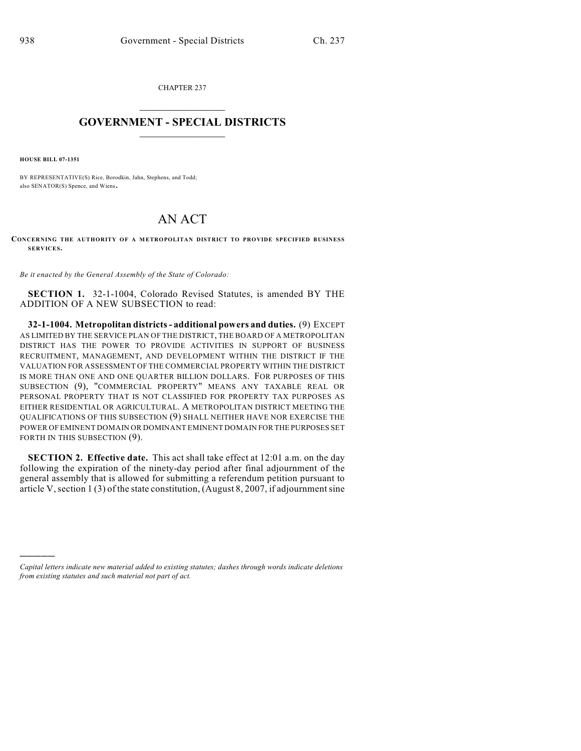CHAPTER 237

# GOVERNMENT - SPECIAL DISTRICTS

**HOUSE BILL 07-1351**

BY REPRESENTATIVE(S) Rice, Borodkin, Jahn, Stephens, and Todd; also SENATOR(S) Spence, and Wiens.

# AN ACT

**CONCERNING THE AUTHORITY OF A METROPOLITAN DISTRICT TO PROVIDE SPECIFIED BUSINESS SERVICES.**

*Be it enacted by the General Assembly of the State of Colorado:*

**SECTION 1.** 32-1-1004, Colorado Revised Statutes, is amended BY THE ADDITION OF A NEW SUBSECTION to read:

**32-1-1004. Metropolitan districts - additional powers and duties.** (9) EXCEPT AS LIMITED BY THE SERVICE PLAN OF THE DISTRICT, THE BOARD OF A METROPOLITAN DISTRICT HAS THE POWER TO PROVIDE ACTIVITIES IN SUPPORT OF BUSINESS RECRUITMENT, MANAGEMENT, AND DEVELOPMENT WITHIN THE DISTRICT IF THE VALUATION FOR ASSESSMENT OF THE COMMERCIAL PROPERTY WITHIN THE DISTRICT IS MORE THAN ONE AND ONE QUARTER BILLION DOLLARS. FOR PURPOSES OF THIS SUBSECTION (9), "COMMERCIAL PROPERTY" MEANS ANY TAXABLE REAL OR PERSONAL PROPERTY THAT IS NOT CLASSIFIED FOR PROPERTY TAX PURPOSES AS EITHER RESIDENTIAL OR AGRICULTURAL. A METROPOLITAN DISTRICT MEETING THE QUALIFICATIONS OF THIS SUBSECTION (9) SHALL NEITHER HAVE NOR EXERCISE THE POWER OF EMINENT DOMAIN OR DOMINANT EMINENT DOMAIN FOR THE PURPOSES SET FORTH IN THIS SUBSECTION (9).

**SECTION 2. Effective date.** This act shall take effect at 12:01 a.m. on the day following the expiration of the ninety-day period after final adjournment of the general assembly that is allowed for submitting a referendum petition pursuant to article V, section 1 (3) of the state constitution, (August 8, 2007, if adjournment sine

---

*Capital letters indicate new material added to existing statutes; dashes through words indicate deletions from existing statutes and such material not part of act.*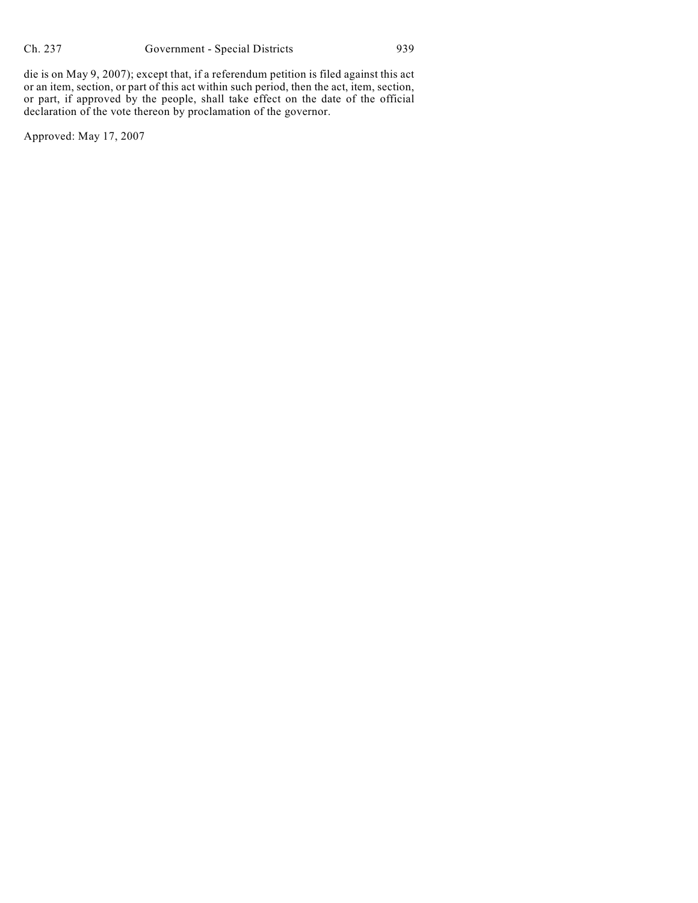die is on May 9, 2007); except that, if a referendum petition is filed against this act or an item, section, or part of this act within such period, then the act, item, section, or part, if approved by the people, shall take effect on the date of the official declaration of the vote thereon by proclamation of the governor.

Approved: May 17, 2007